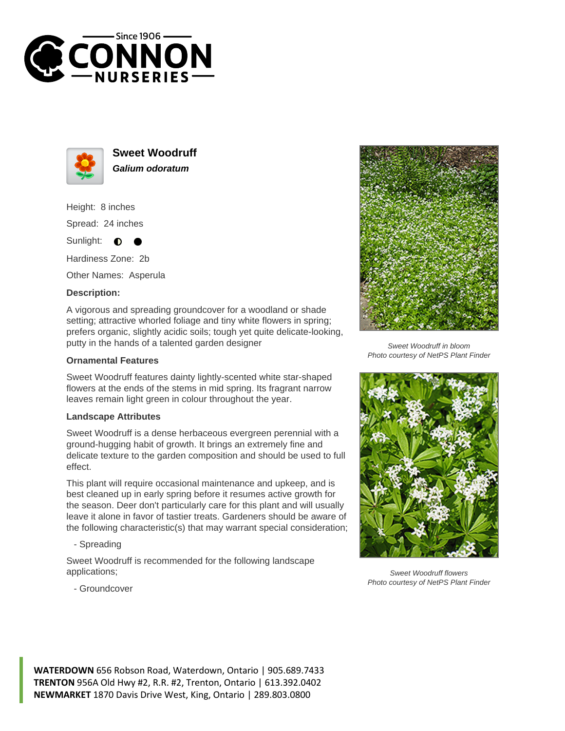# Sweet Woodruff

***Galium odoratum***

Height: 8 inches

Spread: 24 inches

Sunlight: ◐ ●

Hardiness Zone: 2b

Other Names: Asperula

**Description:**

A vigorous and spreading groundcover for a woodland or shade setting; attractive whorled foliage and tiny white flowers in spring; prefers organic, slightly acidic soils; tough yet quite delicate-looking, putty in the hands of a talented garden designer

**Ornamental Features**

Sweet Woodruff features dainty lightly-scented white star-shaped flowers at the ends of the stems in mid spring. Its fragrant narrow leaves remain light green in colour throughout the year.

**Landscape Attributes**

Sweet Woodruff is a dense herbaceous evergreen perennial with a ground-hugging habit of growth. It brings an extremely fine and delicate texture to the garden composition and should be used to full effect.

This plant will require occasional maintenance and upkeep, and is best cleaned up in early spring before it resumes active growth for the season. Deer don't particularly care for this plant and will usually leave it alone in favor of tastier treats. Gardeners should be aware of the following characteristic(s) that may warrant special consideration;

- Spreading

Sweet Woodruff is recommended for the following landscape applications;

- Groundcover

*Sweet Woodruff in bloom*
*Photo courtesy of NetPS Plant Finder*

*Sweet Woodruff flowers*
*Photo courtesy of NetPS Plant Finder*

**WATERDOWN** 656 Robson Road, Waterdown, Ontario | 905.689.7433
**TRENTON** 956A Old Hwy #2, R.R. #2, Trenton, Ontario | 613.392.0402
**NEWMARKET** 1870 Davis Drive West, King, Ontario | 289.803.0800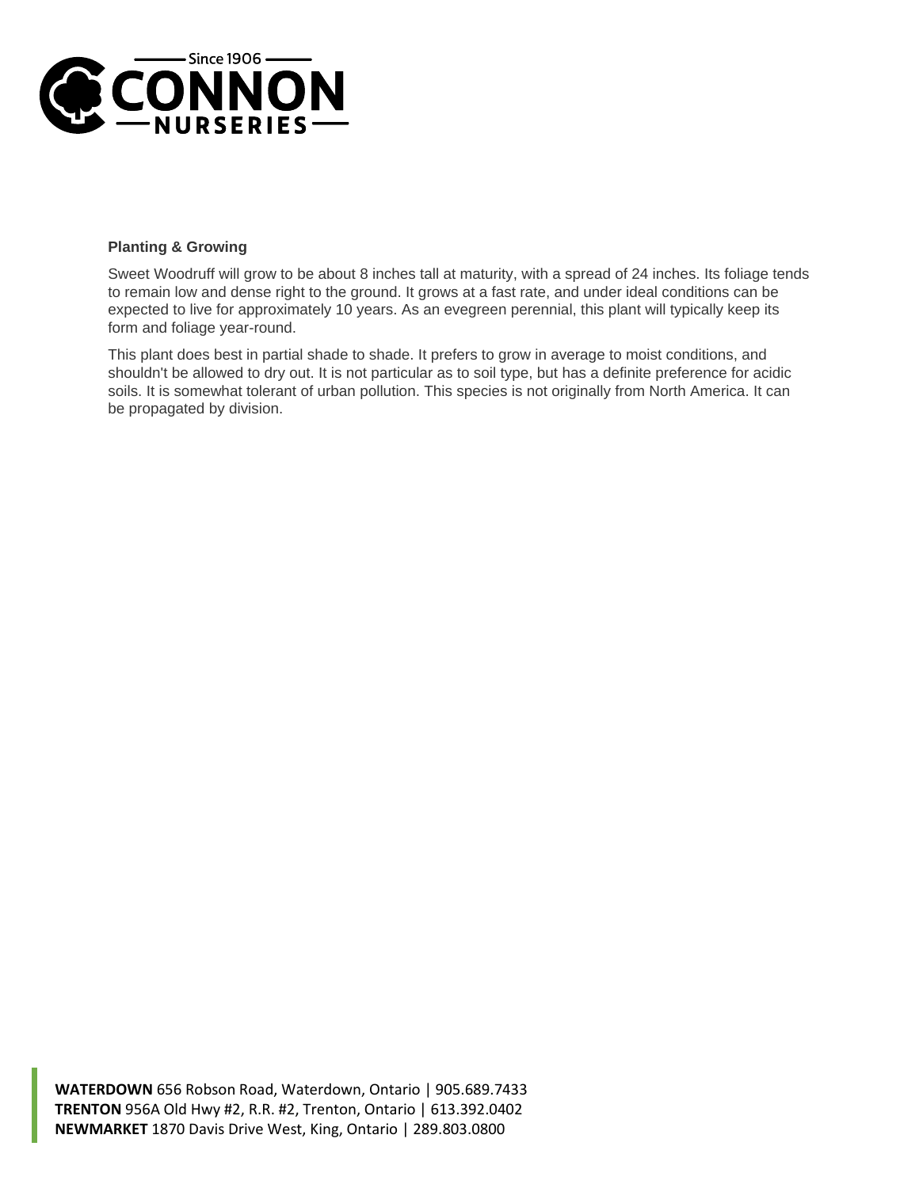### Planting & Growing

Sweet Woodruff will grow to be about 8 inches tall at maturity, with a spread of 24 inches. Its foliage tends to remain low and dense right to the ground. It grows at a fast rate, and under ideal conditions can be expected to live for approximately 10 years. As an evegreen perennial, this plant will typically keep its form and foliage year-round.

This plant does best in partial shade to shade. It prefers to grow in average to moist conditions, and shouldn't be allowed to dry out. It is not particular as to soil type, but has a definite preference for acidic soils. It is somewhat tolerant of urban pollution. This species is not originally from North America. It can be propagated by division.